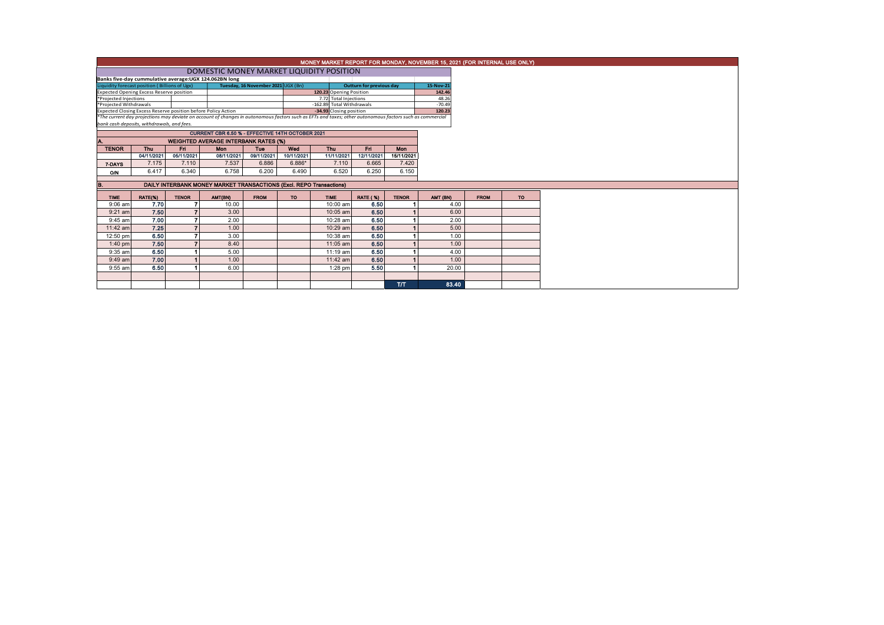# MONEY MARKET REPORT FOR MONDAY, NOVEMBER 15, 2021 (FOR INTERNAL USE ONLY)

## DOMESTIC MONEY MARKET LIQUIDITY POSITION

**Banks five-day cummulative average:UGX 124.062BN long**

| Liquidity forecast position ( Billions of Ugx) | | Tuesday, 16 November 2021 UGX (Bn) | | | Outturn for previous day | 15-Nov-21 |
|---|---|---|---|---|---|---|
| Expected Opening Excess Reserve position | | | | 120.23 | Opening Position | 142.46 |
| *Projected Injections | | | | 7.72 | Total Injections | 48.26 |
| *Projected Withdrawals | | | | -162.89 | Total Withdrawals | -70.49 |
| Expected Closing Excess Reserve position before Policy Action | | | | -34.93 | Closing position | 120.23 |

*The current day projections may deviate on account of changes in autonomous factors such as EFTs and taxes; other autonomous factors such as commercial bank cash deposits, withdrawals, and fees.

### CURRENT CBR 6.50 % - EFFECTIVE 14TH OCTOBER 2021

### A. WEIGHTED AVERAGE INTERBANK RATES (%)

| TENOR | Thu | Fri | Mon | Tue | Wed | Thu | Fri | Mon |
|---|---|---|---|---|---|---|---|---|
| | 04/11/2021 | 05/11/2021 | 08/11/2021 | 09/11/2021 | 10/11/2021 | 11/11/2021 | 12/11/2021 | 15/11/2021 |
| 7-DAYS | 7.175 | 7.110 | 7.537 | 6.886 | 6.886* | 7.110 | 6.665 | 7.420 |
| O/N | 6.417 | 6.340 | 6.758 | 6.200 | 6.490 | 6.520 | 6.250 | 6.150 |

### B. DAILY INTERBANK MONEY MARKET TRANSACTIONS (Excl. REPO Transactions)

| TIME | RATE(%) | TENOR | AMT(BN) | FROM | TO | TIME | RATE ( %) | TENOR | AMT (BN) | FROM | TO |
|---|---|---|---|---|---|---|---|---|---|---|---|
| 9:06 am | 7.70 | 7 | 10.00 | | | 10:00 am | 6.50 | 1 | 4.00 | | |
| 9:21 am | 7.50 | 7 | 3.00 | | | 10:05 am | 6.50 | 1 | 6.00 | | |
| 9:45 am | 7.00 | 7 | 2.00 | | | 10:28 am | 6.50 | 1 | 2.00 | | |
| 11:42 am | 7.25 | 7 | 1.00 | | | 10:29 am | 6.50 | 1 | 5.00 | | |
| 12:50 pm | 6.50 | 7 | 3.00 | | | 10:38 am | 6.50 | 1 | 1.00 | | |
| 1:40 pm | 7.50 | 7 | 8.40 | | | 11:05 am | 6.50 | 1 | 1.00 | | |
| 9:35 am | 6.50 | 1 | 5.00 | | | 11:19 am | 6.50 | 1 | 4.00 | | |
| 9:49 am | 7.00 | 1 | 1.00 | | | 11:42 am | 6.50 | 1 | 1.00 | | |
| 9:55 am | 6.50 | 1 | 6.00 | | | 1:28 pm | 5.50 | 1 | 20.00 | | |
| | | | | | | | | | | | |
| | | | | | | | | T/T | 83.40 | | |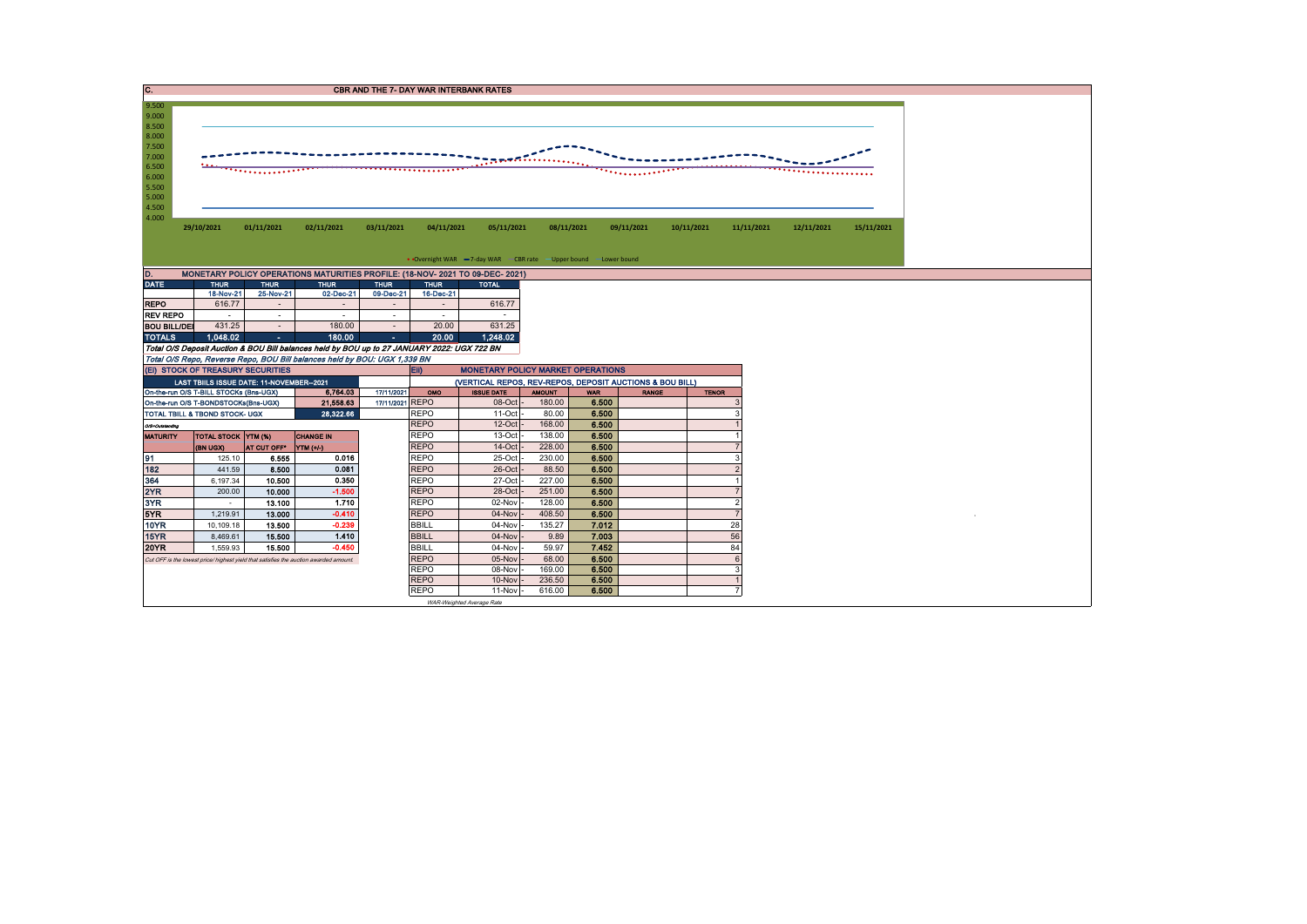## C. CBR AND THE 7- DAY WAR INTERBANK RATES

9.500
9.000
8.500
8.000
7.500
7.000
6.500
6.000
5.500
5.000
4.500
4.000

29/10/2021 01/11/2021 02/11/2021 03/11/2021 04/11/2021 05/11/2021 08/11/2021 09/11/2021 10/11/2021 11/11/2021 12/11/2021 15/11/2021

Overnight WAR — 7-day WAR — CBR rate — Upper bound — Lower bound

## D. MONETARY POLICY OPERATIONS MATURITIES PROFILE: (18-NOV- 2021 TO 09-DEC- 2021)

| DATE | THUR | THUR | THUR | THUR | THUR | TOTAL |
|---|---|---|---|---|---|---|
| | 18-Nov-21 | 25-Nov-21 | 02-Dec-21 | 09-Dec-21 | 16-Dec-21 | |
| REPO | 616.77 | - | - | - | - | 616.77 |
| REV REPO | - | - | - | - | - | - |
| BOU BILL/DEI | 431.25 | - | 180.00 | - | 20.00 | 631.25 |
| TOTALS | 1,048.02 | - | 180.00 | - | 20.00 | 1,248.02 |

*Total O/S Deposit Auction & BOU Bill balances held by BOU up to 27 JANUARY 2022: UGX 722 BN*

*Total O/S Repo, Reverse Repo, BOU Bill balances held by BOU: UGX 1,339 BN*

## (EI) STOCK OF TREASURY SECURITIES

| LAST TBIILS ISSUE DATE: 11-NOVEMBER--2021 | | | |
|---|---|---|---|
| On-the-run O/S T-BILL STOCKs (Bns-UGX) | | 6,764.03 | 17/11/2021 |
| On-the-run O/S T-BONDSTOCKs(Bns-UGX) | | 21,558.63 | 17/11/2021 |
| TOTAL TBILL & TBOND STOCK- UGX | | 28,322.66 | |

O/S=Outstanding

| MATURITY | TOTAL STOCK (BN UGX) | YTM (%) AT CUT OFF* | CHANGE IN YTM (+/-) |
|---|---|---|---|
| 91 | 125.10 | 6.555 | 0.016 |
| 182 | 441.59 | 8.500 | 0.081 |
| 364 | 6,197.34 | 10.500 | 0.350 |
| 2YR | 200.00 | 10.000 | -1.500 |
| 3YR | - | 13.100 | 1.710 |
| 5YR | 1,219.91 | 13.000 | -0.410 |
| 10YR | 10,109.18 | 13.500 | -0.239 |
| 15YR | 8,469.61 | 15.500 | 1.410 |
| 20YR | 1,559.93 | 15.500 | -0.450 |

Cut OFF is the lowest price/ highest yield that satisfies the auction awarded amount.

## EII) MONETARY POLICY MARKET OPERATIONS

(VERTICAL REPOS, REV-REPOS, DEPOSIT AUCTIONS & BOU BILL)

| OMO | ISSUE DATE | AMOUNT | WAR | RANGE | TENOR |
|---|---|---|---|---|---|
| REPO | 08-Oct | 180.00 | 6.500 | | 3 |
| REPO | 11-Oct | 80.00 | 6.500 | | 3 |
| REPO | 12-Oct | 168.00 | 6.500 | | 1 |
| REPO | 13-Oct | 138.00 | 6.500 | | 1 |
| REPO | 14-Oct | 228.00 | 6.500 | | 7 |
| REPO | 25-Oct | 230.00 | 6.500 | | 3 |
| REPO | 26-Oct | 88.50 | 6.500 | | 2 |
| REPO | 27-Oct | 227.00 | 6.500 | | 1 |
| REPO | 28-Oct | 251.00 | 6.500 | | 7 |
| REPO | 02-Nov | 128.00 | 6.500 | | 2 |
| REPO | 04-Nov | 408.50 | 6.500 | | 7 |
| BBILL | 04-Nov | 135.27 | 7.012 | | 28 |
| BBILL | 04-Nov | 9.89 | 7.003 | | 56 |
| BBILL | 04-Nov | 59.97 | 7.452 | | 84 |
| REPO | 05-Nov | 68.00 | 6.500 | | 6 |
| REPO | 08-Nov | 169.00 | 6.500 | | 3 |
| REPO | 10-Nov | 236.50 | 6.500 | | 1 |
| REPO | 11-Nov | 616.00 | 6.500 | | 7 |

WAR-Weighted Average Rate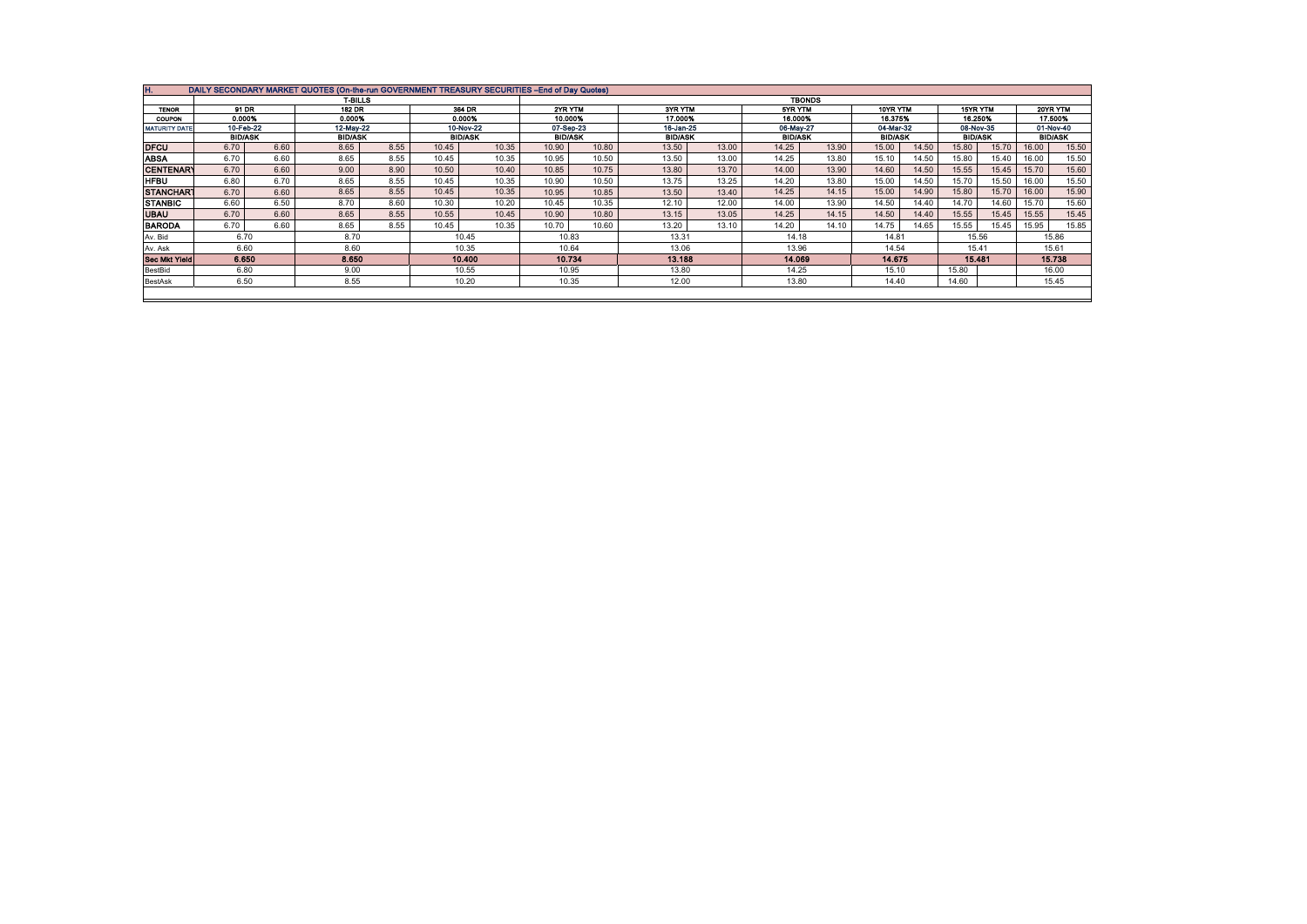| H. | DAILY SECONDARY MARKET QUOTES (On-the-run GOVERNMENT TREASURY SECURITIES –End of Day Quotes) | | | | | | | | | | | | | | | | | |
|---|---|---|---|---|---|---|---|---|---|---|---|---|---|---|---|---|---|---|
| | T-BILLS | | | | | | TBONDS | | | | | | | | | | | |
| TENOR | 91 DR | | 182 DR | | 364 DR | | 2YR YTM | | 3YR YTM | | 5YR YTM | | 10YR YTM | | 15YR YTM | | 20YR YTM | |
| COUPON | 0.000% | | 0.000% | | 0.000% | | 10.000% | | 17.000% | | 16.000% | | 16.375% | | 16.250% | | 17.500% | |
| MATURITY DATE | 10-Feb-22 | | 12-May-22 | | 10-Nov-22 | | 07-Sep-23 | | 16-Jan-25 | | 06-May-27 | | 04-Mar-32 | | 08-Nov-35 | | 01-Nov-40 | |
| | BID/ASK | | BID/ASK | | BID/ASK | | BID/ASK | | BID/ASK | | BID/ASK | | BID/ASK | | BID/ASK | | BID/ASK | |
| DFCU | 6.70 | 6.60 | 8.65 | 8.55 | 10.45 | 10.35 | 10.90 | 10.80 | 13.50 | 13.00 | 14.25 | 13.90 | 15.00 | 14.50 | 15.80 | 15.70 | 16.00 | 15.50 |
| ABSA | 6.70 | 6.60 | 8.65 | 8.55 | 10.45 | 10.35 | 10.95 | 10.50 | 13.50 | 13.00 | 14.25 | 13.80 | 15.10 | 14.50 | 15.80 | 15.40 | 16.00 | 15.50 |
| CENTENARY | 6.70 | 6.60 | 9.00 | 8.90 | 10.50 | 10.40 | 10.85 | 10.75 | 13.80 | 13.70 | 14.00 | 13.90 | 14.60 | 14.50 | 15.55 | 15.45 | 15.70 | 15.60 |
| HFBU | 6.80 | 6.70 | 8.65 | 8.55 | 10.45 | 10.35 | 10.90 | 10.50 | 13.75 | 13.25 | 14.20 | 13.80 | 15.00 | 14.50 | 15.70 | 15.50 | 16.00 | 15.50 |
| STANCHART | 6.70 | 6.60 | 8.65 | 8.55 | 10.45 | 10.35 | 10.95 | 10.85 | 13.50 | 13.40 | 14.25 | 14.15 | 15.00 | 14.90 | 15.80 | 15.70 | 16.00 | 15.90 |
| STANBIC | 6.60 | 6.50 | 8.70 | 8.60 | 10.30 | 10.20 | 10.45 | 10.35 | 12.10 | 12.00 | 14.00 | 13.90 | 14.50 | 14.40 | 14.70 | 14.60 | 15.70 | 15.60 |
| UBAU | 6.70 | 6.60 | 8.65 | 8.55 | 10.55 | 10.45 | 10.90 | 10.80 | 13.15 | 13.05 | 14.25 | 14.15 | 14.50 | 14.40 | 15.55 | 15.45 | 15.55 | 15.45 |
| BARODA | 6.70 | 6.60 | 8.65 | 8.55 | 10.45 | 10.35 | 10.70 | 10.60 | 13.20 | 13.10 | 14.20 | 14.10 | 14.75 | 14.65 | 15.55 | 15.45 | 15.95 | 15.85 |
| Av. Bid | 6.70 | | 8.70 | | 10.45 | | 10.83 | | 13.31 | | 14.18 | | 14.81 | | 15.56 | | 15.86 | |
| Av. Ask | 6.60 | | 8.60 | | 10.35 | | 10.64 | | 13.06 | | 13.96 | | 14.54 | | 15.41 | | 15.61 | |
| Sec Mkt Yield | 6.650 | | 8.650 | | 10.400 | | 10.734 | | 13.188 | | 14.069 | | 14.675 | | 15.481 | | 15.738 | |
| BestBid | 6.80 | | 9.00 | | 10.55 | | 10.95 | | 13.80 | | 14.25 | | 15.10 | | 15.80 | | 16.00 | |
| BestAsk | 6.50 | | 8.55 | | 10.20 | | 10.35 | | 12.00 | | 13.80 | | 14.40 | | 14.60 | | 15.45 | |